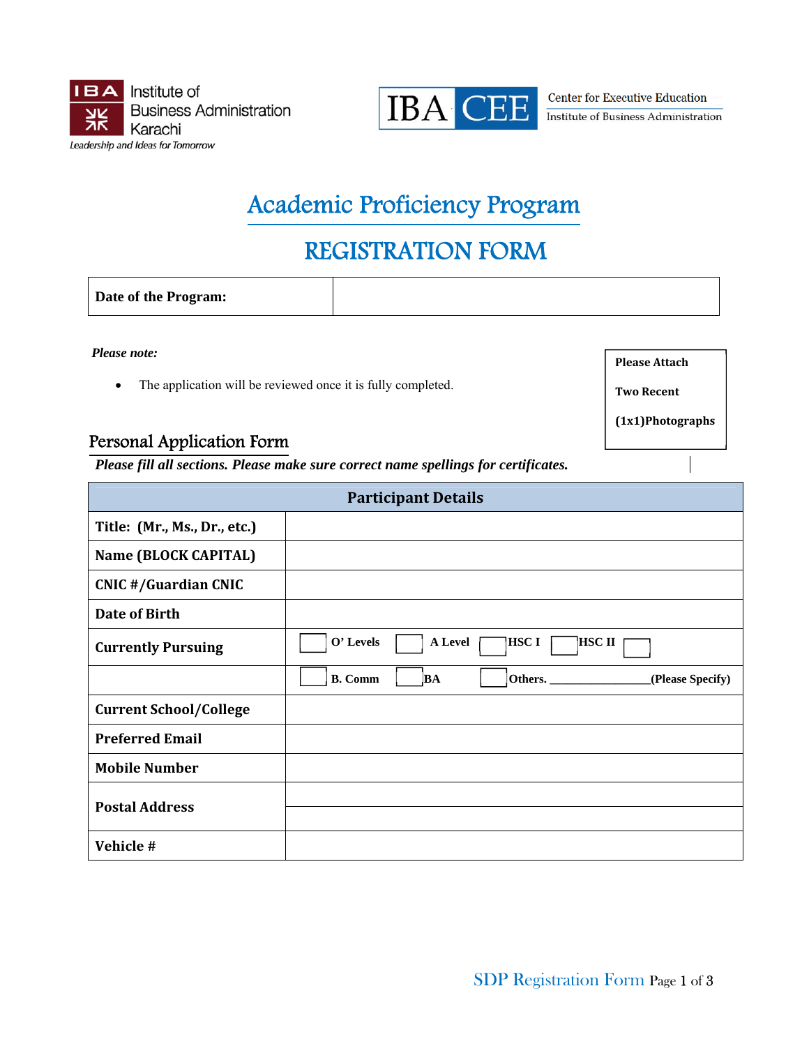IBA Institute of Business Administration Karachi
Leadership and Ideas for Tomorrow

IBA CEE Center for Executive Education
Institute of Business Administration

# Academic Proficiency Program

# REGISTRATION FORM

| **Date of the Program:** | |
|---|---|

***Please note:***

- The application will be reviewed once it is fully completed.

**Please Attach**

**Two Recent**

**(1x1)Photographs**

## Personal Application Form

***Please fill all sections. Please make sure correct name spellings for certificates.***

| **Participant Details** | |
|---|---|
| **Title: (Mr., Ms., Dr., etc.)** | |
| **Name (BLOCK CAPITAL)** | |
| **CNIC #/Guardian CNIC** | |
| **Date of Birth** | |
| **Currently Pursuing** | ☐ **O' Levels** ☐ **A Level** ☐ **HSC I** ☐ **HSC II** ☐ |
| | ☐ **B. Comm** ☐ **BA** ☐ **Others.** ________________**(Please Specify)** |
| **Current School/College** | |
| **Preferred Email** | |
| **Mobile Number** | |
| **Postal Address** | |
| | |
| **Vehicle #** | |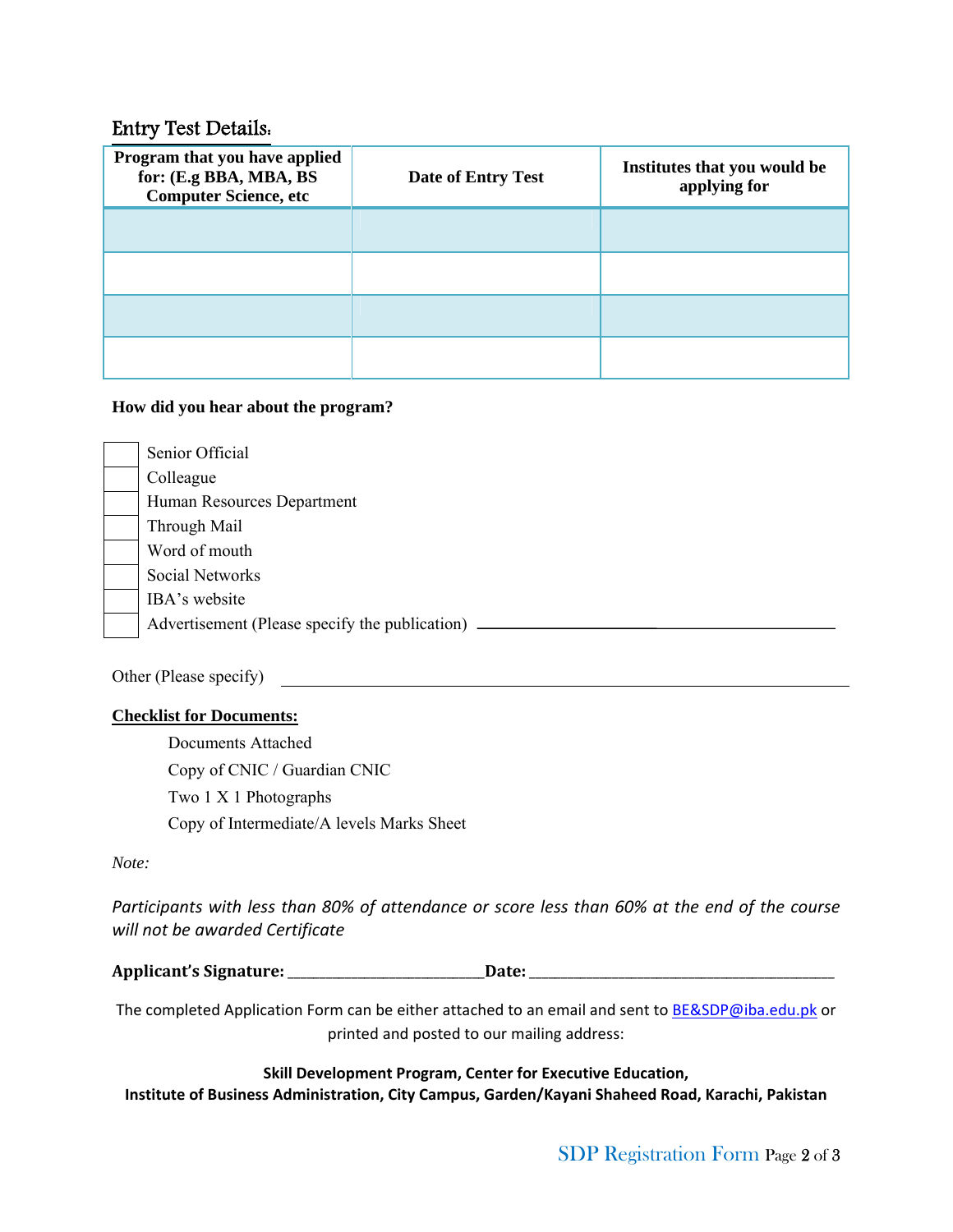## Entry Test Details:

| Program that you have applied for: (E.g BBA, MBA, BS Computer Science, etc | Date of Entry Test | Institutes that you would be applying for |
| --- | --- | --- |
| | | |
| | | |
| | | |
| | | |

**How did you hear about the program?**

- [ ] Senior Official
- [ ] Colleague
- [ ] Human Resources Department
- [ ] Through Mail
- [ ] Word of mouth
- [ ] Social Networks
- [ ] IBA's website
- [ ] Advertisement (Please specify the publication) ____________________

Other (Please specify) ____________________

**Checklist for Documents:**

Documents Attached

Copy of CNIC / Guardian CNIC

Two 1 X 1 Photographs

Copy of Intermediate/A levels Marks Sheet

*Note:*

*Participants with less than 80% of attendance or score less than 60% at the end of the course will not be awarded Certificate*

**Applicant's Signature:** ________________________**Date:** ______________________________________

The completed Application Form can be either attached to an email and sent to BE&SDP@iba.edu.pk or printed and posted to our mailing address:

**Skill Development Program, Center for Executive Education,**
**Institute of Business Administration, City Campus, Garden/Kayani Shaheed Road, Karachi, Pakistan**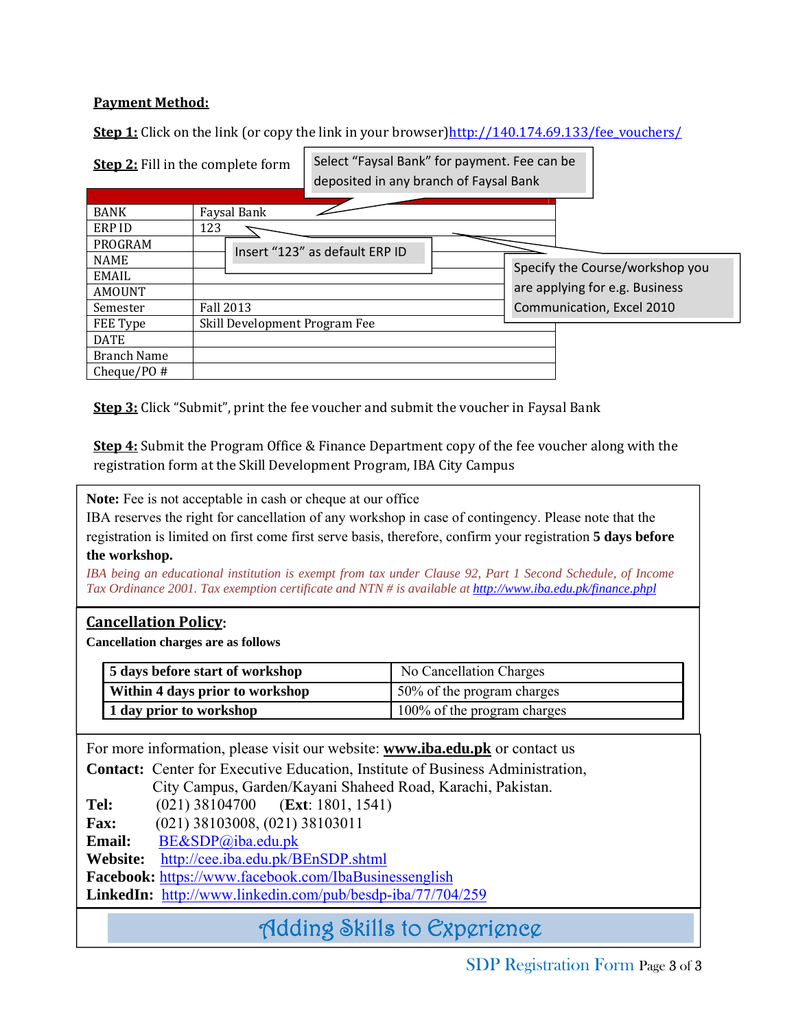**Payment Method:**

**Step 1:** Click on the link (or copy the link in your browser)http://140.174.69.133/fee_vouchers/

**Step 2:** Fill in the complete form

Select "Faysal Bank" for payment. Fee can be deposited in any branch of Faysal Bank

Insert "123" as default ERP ID

Specify the Course/workshop you are applying for e.g. Business Communication, Excel 2010

| | |
|---|---|
| BANK | Faysal Bank |
| ERP ID | 123 |
| PROGRAM | |
| NAME | |
| EMAIL | |
| AMOUNT | |
| Semester | Fall 2013 |
| FEE Type | Skill Development Program Fee |
| DATE | |
| Branch Name | |
| Cheque/PO # | |

**Step 3:** Click "Submit", print the fee voucher and submit the voucher in Faysal Bank

**Step 4:** Submit the Program Office & Finance Department copy of the fee voucher along with the registration form at the Skill Development Program, IBA City Campus

**Note:** Fee is not acceptable in cash or cheque at our office

IBA reserves the right for cancellation of any workshop in case of contingency. Please note that the registration is limited on first come first serve basis, therefore, confirm your registration **5 days before the workshop.**

*IBA being an educational institution is exempt from tax under Clause 92, Part 1 Second Schedule, of Income Tax Ordinance 2001. Tax exemption certificate and NTN # is available at http://www.iba.edu.pk/finance.phpl*

## Cancellation Policy:

**Cancellation charges are as follows**

| | |
|---|---|
| **5 days before start of workshop** | No Cancellation Charges |
| **Within 4 days prior to workshop** | 50% of the program charges |
| **1 day prior to workshop** | 100% of the program charges |

For more information, please visit our website: **www.iba.edu.pk** or contact us

**Contact:** Center for Executive Education, Institute of Business Administration, City Campus, Garden/Kayani Shaheed Road, Karachi, Pakistan.

**Tel:** (021) 38104700 (**Ext**: 1801, 1541)

**Fax:** (021) 38103008, (021) 38103011

**Email:** BE&SDP@iba.edu.pk

**Website:** http://cee.iba.edu.pk/BEnSDP.shtml

**Facebook:** https://www.facebook.com/IbaBusinessenglish

**LinkedIn:** http://www.linkedin.com/pub/besdp-iba/77/704/259

Adding Skills to Experience